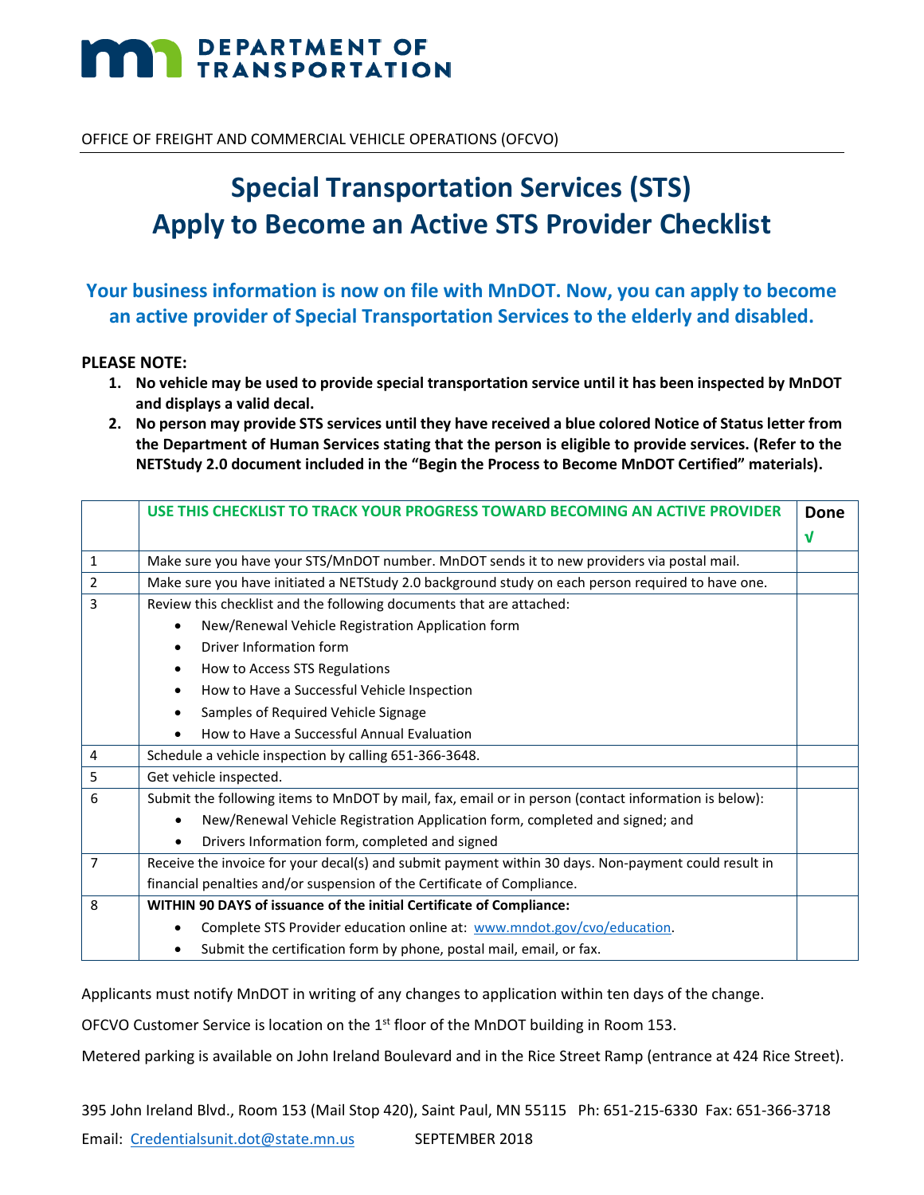DEPARTMENT OF TRANSPORTATION

OFFICE OF FREIGHT AND COMMERCIAL VEHICLE OPERATIONS (OFCVO)

# Special Transportation Services (STS)
# Apply to Become an Active STS Provider Checklist

## Your business information is now on file with MnDOT. Now, you can apply to become an active provider of Special Transportation Services to the elderly and disabled.

**PLEASE NOTE:**

1. **No vehicle may be used to provide special transportation service until it has been inspected by MnDOT and displays a valid decal.**
2. **No person may provide STS services until they have received a blue colored Notice of Status letter from the Department of Human Services stating that the person is eligible to provide services. (Refer to the NETStudy 2.0 document included in the "Begin the Process to Become MnDOT Certified" materials).**

| | USE THIS CHECKLIST TO TRACK YOUR PROGRESS TOWARD BECOMING AN ACTIVE PROVIDER | Done √ |
|---|---|---|
| 1 | Make sure you have your STS/MnDOT number. MnDOT sends it to new providers via postal mail. | |
| 2 | Make sure you have initiated a NETStudy 2.0 background study on each person required to have one. | |
| 3 | Review this checklist and the following documents that are attached:<br>• New/Renewal Vehicle Registration Application form<br>• Driver Information form<br>• How to Access STS Regulations<br>• How to Have a Successful Vehicle Inspection<br>• Samples of Required Vehicle Signage<br>• How to Have a Successful Annual Evaluation | |
| 4 | Schedule a vehicle inspection by calling 651-366-3648. | |
| 5 | Get vehicle inspected. | |
| 6 | Submit the following items to MnDOT by mail, fax, email or in person (contact information is below):<br>• New/Renewal Vehicle Registration Application form, completed and signed; and<br>• Drivers Information form, completed and signed | |
| 7 | Receive the invoice for your decal(s) and submit payment within 30 days. Non-payment could result in financial penalties and/or suspension of the Certificate of Compliance. | |
| 8 | **WITHIN 90 DAYS of issuance of the initial Certificate of Compliance:**<br>• Complete STS Provider education online at: www.mndot.gov/cvo/education.<br>• Submit the certification form by phone, postal mail, email, or fax. | |

Applicants must notify MnDOT in writing of any changes to application within ten days of the change.

OFCVO Customer Service is location on the 1st floor of the MnDOT building in Room 153.

Metered parking is available on John Ireland Boulevard and in the Rice Street Ramp (entrance at 424 Rice Street).

395 John Ireland Blvd., Room 153 (Mail Stop 420), Saint Paul, MN 55115 Ph: 651-215-6330 Fax: 651-366-3718

Email: Credentialsunit.dot@state.mn.us SEPTEMBER 2018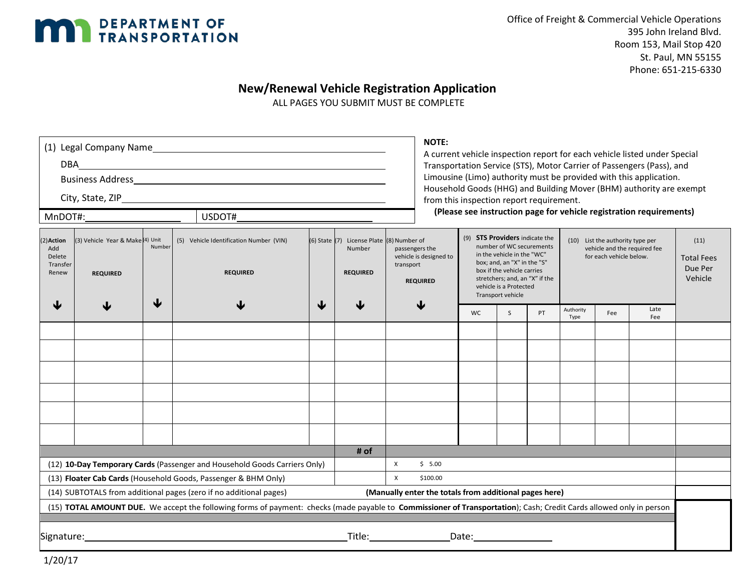**MN DEPARTMENT OF TRANSPORTATION**

Office of Freight & Commercial Vehicle Operations
395 John Ireland Blvd.
Room 153, Mail Stop 420
St. Paul, MN 55155
Phone: 651-215-6330

# New/Renewal Vehicle Registration Application

ALL PAGES YOU SUBMIT MUST BE COMPLETE

(1) Legal Company Name ______________________________

DBA ______________________________

Business Address ______________________________

City, State, ZIP ______________________________

MnDOT#: ______________ USDOT# ______________

**NOTE:**
A current vehicle inspection report for each vehicle listed under Special Transportation Service (STS), Motor Carrier of Passengers (Pass), and Limousine (Limo) authority must be provided with this application. Household Goods (HHG) and Building Mover (BHM) authority are exempt from this inspection report requirement.
**(Please see instruction page for vehicle registration requirements)**

| (2) **Action** Add Delete Transfer Renew | (3) Vehicle Year & Make **REQUIRED** | (4) Unit Number | (5) Vehicle Identification Number (VIN) **REQUIRED** | (6) State | (7) License Plate Number **REQUIRED** | (8) Number of passengers the vehicle is designed to transport **REQUIRED** | (9) **STS Providers** indicate the number of WC securements in the vehicle in the "WC" box; and, an "X" in the "S" box if the vehicle carries stretchers; and, an "X" if the vehicle is a Protected Transport vehicle | | | (10) List the authority type per vehicle and the required fee for each vehicle below. | | | (11) Total Fees Due Per Vehicle |
|---|---|---|---|---|---|---|---|---|---|---|---|---|---|
| | | | | | | | WC | S | PT | Authority Type | Fee | Late Fee | |
| | | | | | | | | | | | | | |
| | | | | | | | | | | | | | |
| | | | | | | | | | | | | | |
| | | | | | | | | | | | | | |
| | | | | | | | | | | | | | |
| | | | | | | | | | | | | | |

| | # of | | |
|---|---|---|---|
| (12) **10-Day Temporary Cards** (Passenger and Household Goods Carriers Only) | | X $ 5.00 | |
| (13) **Floater Cab Cards** (Household Goods, Passenger & BHM Only) | | X $100.00 | |
| (14) SUBTOTALS from additional pages (zero if no additional pages) | **(Manually enter the totals from additional pages here)** | | |
| (15) **TOTAL AMOUNT DUE.** We accept the following forms of payment: checks (made payable to **Commissioner of Transportation**); Cash; Credit Cards allowed only in person | | | |

Signature: ______________________________ Title: ______________ Date: ______________

1/20/17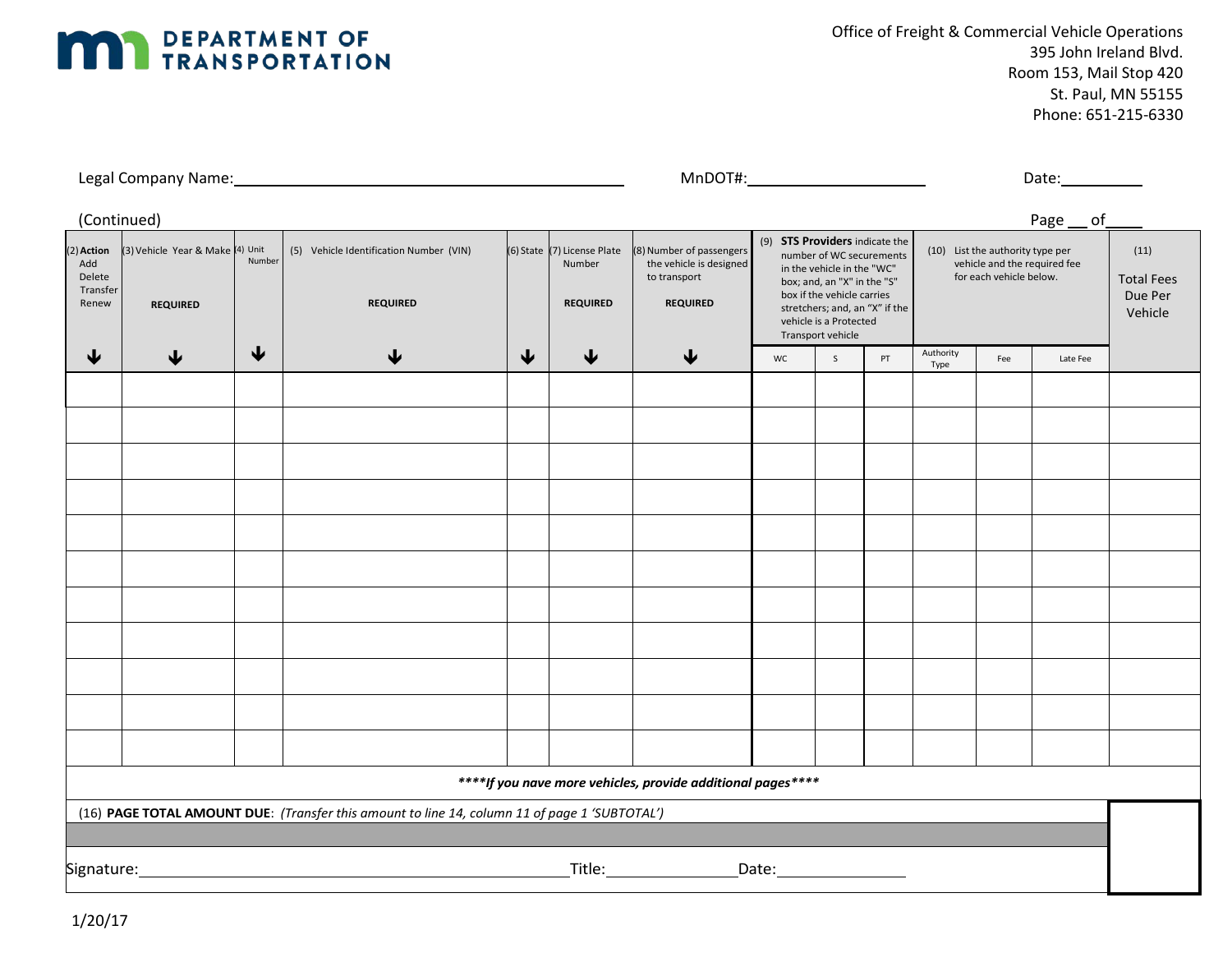**DEPARTMENT OF TRANSPORTATION**

Office of Freight & Commercial Vehicle Operations
395 John Ireland Blvd.
Room 153, Mail Stop 420
St. Paul, MN 55155
Phone: 651-215-6330

Legal Company Name:______________________________ MnDOT#:____________________ Date:__________

(Continued) Page __ of____

| (2) **Action** Add Delete Transfer Renew | (3) Vehicle Year & Make **REQUIRED** | (4) Unit Number | (5) Vehicle Identification Number (VIN) **REQUIRED** | (6) State | (7) License Plate Number **REQUIRED** | (8) Number of passengers the vehicle is designed to transport **REQUIRED** | (9) **STS Providers** indicate the number of WC securements in the vehicle in the "WC" box; and, an "X" in the "S" box if the vehicle carries stretchers; and, an "X" if the vehicle is a Protected Transport vehicle | | | (10) List the authority type per vehicle and the required fee for each vehicle below. | | | (11) Total Fees Due Per Vehicle |
|---|---|---|---|---|---|---|---|---|---|---|---|---|---|
| ↓ | ↓ | ↓ | ↓ | ↓ | ↓ | ↓ | WC | S | PT | Authority Type | Fee | Late Fee | |
| | | | | | | | | | | | | | |
| | | | | | | | | | | | | | |
| | | | | | | | | | | | | | |
| | | | | | | | | | | | | | |
| | | | | | | | | | | | | | |
| | | | | | | | | | | | | | |
| | | | | | | | | | | | | | |
| | | | | | | | | | | | | | |
| | | | | | | | | | | | | | |
| | | | | | | | | | | | | | |
| | | | | | | | | | | | | | |

***\*\*\*\*If you nave more vehicles, provide additional pages\*\*\*\****

(16) **PAGE TOTAL AMOUNT DUE**: *(Transfer this amount to line 14, column 11 of page 1 'SUBTOTAL')*

Signature:______________________________ Title:______________ Date:______________

1/20/17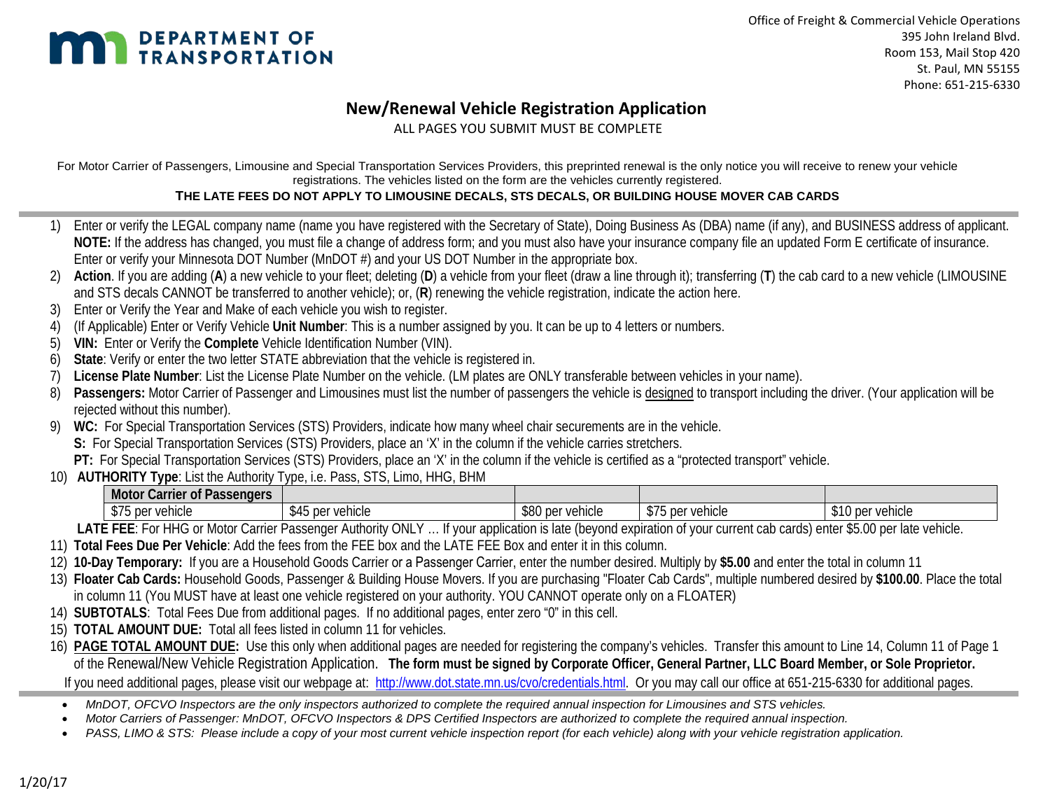**DEPARTMENT OF TRANSPORTATION**

Office of Freight & Commercial Vehicle Operations
395 John Ireland Blvd.
Room 153, Mail Stop 420
St. Paul, MN 55155
Phone: 651-215-6330

# New/Renewal Vehicle Registration Application

ALL PAGES YOU SUBMIT MUST BE COMPLETE

For Motor Carrier of Passengers, Limousine and Special Transportation Services Providers, this preprinted renewal is the only notice you will receive to renew your vehicle registrations. The vehicles listed on the form are the vehicles currently registered.

**THE LATE FEES DO NOT APPLY TO LIMOUSINE DECALS, STS DECALS, OR BUILDING HOUSE MOVER CAB CARDS**

1) Enter or verify the LEGAL company name (name you have registered with the Secretary of State), Doing Business As (DBA) name (if any), and BUSINESS address of applicant. **NOTE:** If the address has changed, you must file a change of address form; and you must also have your insurance company file an updated Form E certificate of insurance. Enter or verify your Minnesota DOT Number (MnDOT #) and your US DOT Number in the appropriate box.
2) **Action**. If you are adding (**A**) a new vehicle to your fleet; deleting (**D**) a vehicle from your fleet (draw a line through it); transferring (**T**) the cab card to a new vehicle (LIMOUSINE and STS decals CANNOT be transferred to another vehicle); or, (**R**) renewing the vehicle registration, indicate the action here.
3) Enter or Verify the Year and Make of each vehicle you wish to register.
4) (If Applicable) Enter or Verify Vehicle **Unit Number**: This is a number assigned by you. It can be up to 4 letters or numbers.
5) **VIN:** Enter or Verify the **Complete** Vehicle Identification Number (VIN).
6) **State**: Verify or enter the two letter STATE abbreviation that the vehicle is registered in.
7) **License Plate Number**: List the License Plate Number on the vehicle. (LM plates are ONLY transferable between vehicles in your name).
8) **Passengers:** Motor Carrier of Passenger and Limousines must list the number of passengers the vehicle is designed to transport including the driver. (Your application will be rejected without this number).
9) **WC:** For Special Transportation Services (STS) Providers, indicate how many wheel chair securements are in the vehicle.
   **S:** For Special Transportation Services (STS) Providers, place an 'X' in the column if the vehicle carries stretchers.
   **PT:** For Special Transportation Services (STS) Providers, place an 'X' in the column if the vehicle is certified as a "protected transport" vehicle.
10) **AUTHORITY Type**: List the Authority Type, i.e. Pass, STS, Limo, HHG, BHM

| Motor Carrier of Passengers | | | | |
|---|---|---|---|---|
| $75 per vehicle | $45 per vehicle | $80 per vehicle | $75 per vehicle | $10 per vehicle |

   **LATE FEE**: For HHG or Motor Carrier Passenger Authority ONLY … If your application is late (beyond expiration of your current cab cards) enter $5.00 per late vehicle.
11) **Total Fees Due Per Vehicle**: Add the fees from the FEE box and the LATE FEE Box and enter it in this column.
12) **10-Day Temporary:** If you are a Household Goods Carrier or a Passenger Carrier, enter the number desired. Multiply by **$5.00** and enter the total in column 11
13) **Floater Cab Cards:** Household Goods, Passenger & Building House Movers. If you are purchasing "Floater Cab Cards", multiple numbered desired by **$100.00**. Place the total in column 11 (You MUST have at least one vehicle registered on your authority. YOU CANNOT operate only on a FLOATER)
14) **SUBTOTALS**: Total Fees Due from additional pages. If no additional pages, enter zero "0" in this cell.
15) **TOTAL AMOUNT DUE:** Total all fees listed in column 11 for vehicles.
16) **PAGE TOTAL AMOUNT DUE:** Use this only when additional pages are needed for registering the company's vehicles. Transfer this amount to Line 14, Column 11 of Page 1 of the Renewal/New Vehicle Registration Application. **The form must be signed by Corporate Officer, General Partner, LLC Board Member, or Sole Proprietor.**

If you need additional pages, please visit our webpage at: http://www.dot.state.mn.us/cvo/credentials.html. Or you may call our office at 651-215-6330 for additional pages.

- *MnDOT, OFCVO Inspectors are the only inspectors authorized to complete the required annual inspection for Limousines and STS vehicles.*
- *Motor Carriers of Passenger: MnDOT, OFCVO Inspectors & DPS Certified Inspectors are authorized to complete the required annual inspection.*
- *PASS, LIMO & STS: Please include a copy of your most current vehicle inspection report (for each vehicle) along with your vehicle registration application.*

1/20/17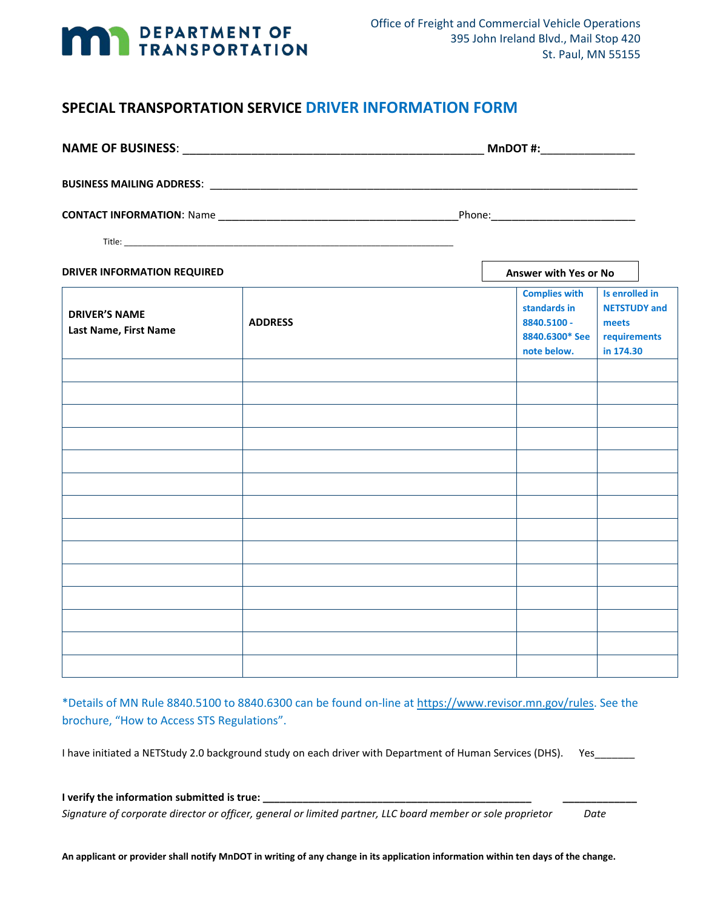DEPARTMENT OF TRANSPORTATION

Office of Freight and Commercial Vehicle Operations
395 John Ireland Blvd., Mail Stop 420
St. Paul, MN 55155

## SPECIAL TRANSPORTATION SERVICE DRIVER INFORMATION FORM

**NAME OF BUSINESS**: ______________________________________________ **MnDOT #:**_______________

**BUSINESS MAILING ADDRESS**: ________________________________________________________________________

**CONTACT INFORMATION**: Name ________________________________________Phone:_________________________

Title: ______________________________________________________________________

**DRIVER INFORMATION REQUIRED**

**Answer with Yes or No**

| DRIVER'S NAME Last Name, First Name | ADDRESS | Complies with standards in 8840.5100 - 8840.6300* See note below. | Is enrolled in NETSTUDY and meets requirements in 174.30 |
|---|---|---|---|
| | | | |
| | | | |
| | | | |
| | | | |
| | | | |
| | | | |
| | | | |
| | | | |
| | | | |
| | | | |
| | | | |
| | | | |
| | | | |
| | | | |

*Details of MN Rule 8840.5100 to 8840.6300 can be found on-line at https://www.revisor.mn.gov/rules. See the brochure, "How to Access STS Regulations".

I have initiated a NETStudy 2.0 background study on each driver with Department of Human Services (DHS). Yes_______

**I verify the information submitted is true:** ______________________________________________ _____________

*Signature of corporate director or officer, general or limited partner, LLC board member or sole proprietor* *Date*

**An applicant or provider shall notify MnDOT in writing of any change in its application information within ten days of the change.**